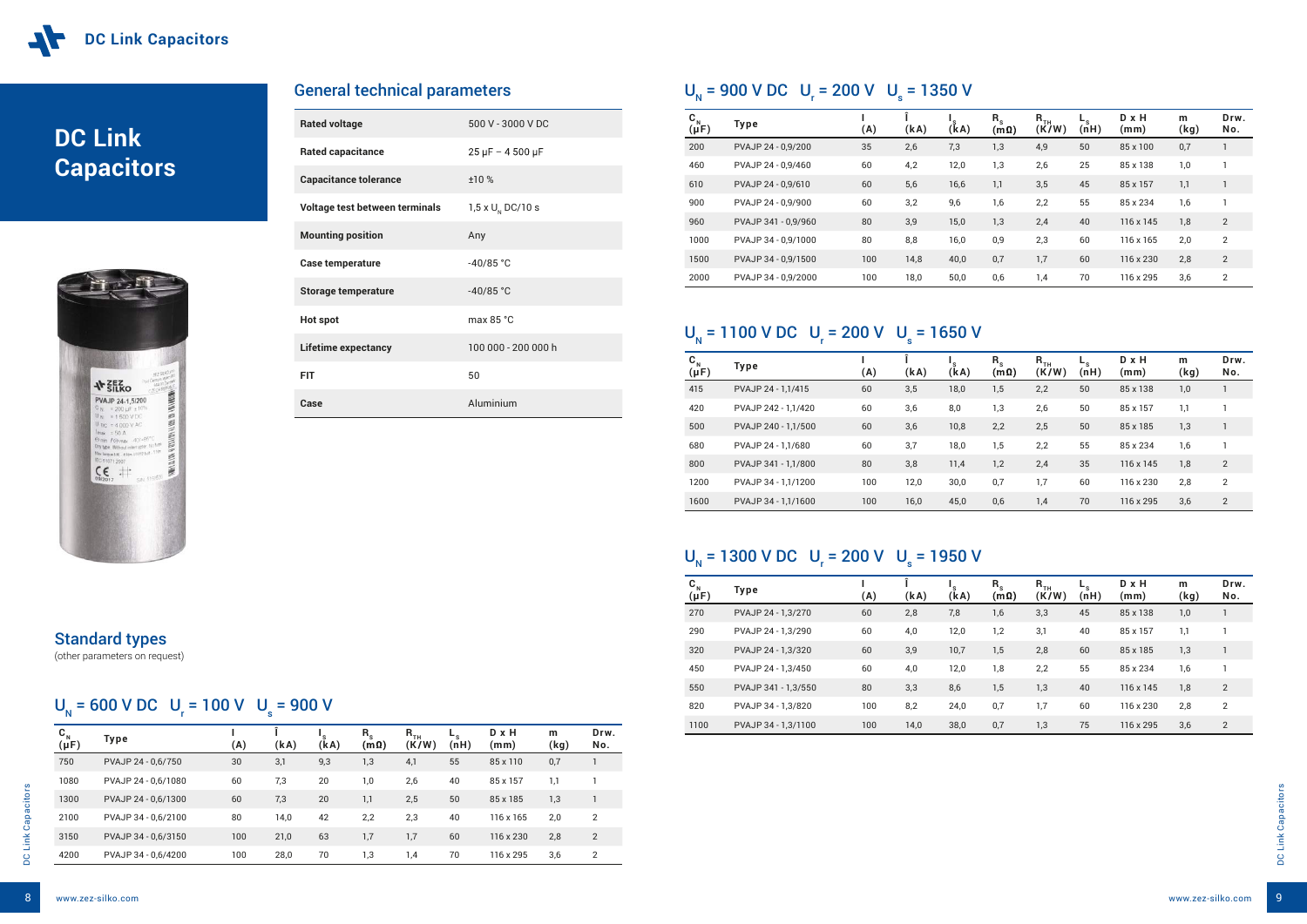# DC Link Capacitors

## General technical parameters

| | |
|---|---|
| Rated voltage | 500 V - 3000 V DC |
| Rated capacitance | 25 μF – 4 500 μF |
| Capacitance tolerance | ±10 % |
| Voltage test between terminals | 1,5 x $U_N$ DC/10 s |
| Mounting position | Any |
| Case temperature | -40/85 °C |
| Storage temperature | -40/85 °C |
| Hot spot | max 85 °C |
| Lifetime expectancy | 100 000 - 200 000 h |
| FIT | 50 |
| Case | Aluminium |

## Standard types

(other parameters on request)

### $U_N$ = 600 V DC $U_r$ = 100 V $U_s$ = 900 V

| $C_N$ (μF) | Type | I (A) | Î (kA) | $I_S$ (kA) | $R_S$ (mΩ) | $R_{TH}$ (K/W) | $L_S$ (nH) | D x H (mm) | m (kg) | Drw. No. |
|---|---|---|---|---|---|---|---|---|---|---|
| 750 | PVAJP 24 - 0,6/750 | 30 | 3,1 | 9,3 | 1,3 | 4,1 | 55 | 85 x 110 | 0,7 | 1 |
| 1080 | PVAJP 24 - 0,6/1080 | 60 | 7,3 | 20 | 1,0 | 2,6 | 40 | 85 x 157 | 1,1 | 1 |
| 1300 | PVAJP 24 - 0,6/1300 | 60 | 7,3 | 20 | 1,1 | 2,5 | 50 | 85 x 185 | 1,3 | 1 |
| 2100 | PVAJP 34 - 0,6/2100 | 80 | 14,0 | 42 | 2,2 | 2,3 | 40 | 116 x 165 | 2,0 | 2 |
| 3150 | PVAJP 34 - 0,6/3150 | 100 | 21,0 | 63 | 1,7 | 1,7 | 60 | 116 x 230 | 2,8 | 2 |
| 4200 | PVAJP 34 - 0,6/4200 | 100 | 28,0 | 70 | 1,3 | 1,4 | 70 | 116 x 295 | 3,6 | 2 |

### $U_N$ = 900 V DC $U_r$ = 200 V $U_s$ = 1350 V

| $C_N$ (μF) | Type | I (A) | Î (kA) | $I_S$ (kA) | $R_S$ (mΩ) | $R_{TH}$ (K/W) | $L_S$ (nH) | D x H (mm) | m (kg) | Drw. No. |
|---|---|---|---|---|---|---|---|---|---|---|
| 200 | PVAJP 24 - 0,9/200 | 35 | 2,6 | 7,3 | 1,3 | 4,9 | 50 | 85 x 100 | 0,7 | 1 |
| 460 | PVAJP 24 - 0,9/460 | 60 | 4,2 | 12,0 | 1,3 | 2,6 | 25 | 85 x 138 | 1,0 | 1 |
| 610 | PVAJP 24 - 0,9/610 | 60 | 5,6 | 16,6 | 1,1 | 3,5 | 45 | 85 x 157 | 1,1 | 1 |
| 900 | PVAJP 24 - 0,9/900 | 60 | 3,2 | 9,6 | 1,6 | 2,2 | 55 | 85 x 234 | 1,6 | 1 |
| 960 | PVAJP 341 - 0,9/960 | 80 | 3,9 | 15,0 | 1,3 | 2,4 | 40 | 116 x 145 | 1,8 | 2 |
| 1000 | PVAJP 34 - 0,9/1000 | 80 | 8,8 | 16,0 | 0,9 | 2,3 | 60 | 116 x 165 | 2,0 | 2 |
| 1500 | PVAJP 34 - 0,9/1500 | 100 | 14,8 | 40,0 | 0,7 | 1,7 | 60 | 116 x 230 | 2,8 | 2 |
| 2000 | PVAJP 34 - 0,9/2000 | 100 | 18,0 | 50,0 | 0,6 | 1,4 | 70 | 116 x 295 | 3,6 | 2 |

### $U_N$ = 1100 V DC $U_r$ = 200 V $U_s$ = 1650 V

| $C_N$ (μF) | Type | I (A) | Î (kA) | $I_S$ (kA) | $R_S$ (mΩ) | $R_{TH}$ (K/W) | $L_S$ (nH) | D x H (mm) | m (kg) | Drw. No. |
|---|---|---|---|---|---|---|---|---|---|---|
| 415 | PVAJP 24 - 1,1/415 | 60 | 3,5 | 18,0 | 1,5 | 2,2 | 50 | 85 x 138 | 1,0 | 1 |
| 420 | PVAJP 242 - 1,1/420 | 60 | 3,6 | 8,0 | 1,3 | 2,6 | 50 | 85 x 157 | 1,1 | 1 |
| 500 | PVAJP 240 - 1,1/500 | 60 | 3,6 | 10,8 | 2,2 | 2,5 | 50 | 85 x 185 | 1,3 | 1 |
| 680 | PVAJP 24 - 1,1/680 | 60 | 3,7 | 18,0 | 1,5 | 2,2 | 55 | 85 x 234 | 1,6 | 1 |
| 800 | PVAJP 341 - 1,1/800 | 80 | 3,8 | 11,4 | 1,2 | 2,4 | 35 | 116 x 145 | 1,8 | 2 |
| 1200 | PVAJP 34 - 1,1/1200 | 100 | 12,0 | 30,0 | 0,7 | 1,7 | 60 | 116 x 230 | 2,8 | 2 |
| 1600 | PVAJP 34 - 1,1/1600 | 100 | 16,0 | 45,0 | 0,6 | 1,4 | 70 | 116 x 295 | 3,6 | 2 |

### $U_N$ = 1300 V DC $U_r$ = 200 V $U_s$ = 1950 V

| $C_N$ (μF) | Type | I (A) | Î (kA) | $I_S$ (kA) | $R_S$ (mΩ) | $R_{TH}$ (K/W) | $L_S$ (nH) | D x H (mm) | m (kg) | Drw. No. |
|---|---|---|---|---|---|---|---|---|---|---|
| 270 | PVAJP 24 - 1,3/270 | 60 | 2,8 | 7,8 | 1,6 | 3,3 | 45 | 85 x 138 | 1,0 | 1 |
| 290 | PVAJP 24 - 1,3/290 | 60 | 4,0 | 12,0 | 1,2 | 3,1 | 40 | 85 x 157 | 1,1 | 1 |
| 320 | PVAJP 24 - 1,3/320 | 60 | 3,9 | 10,7 | 1,5 | 2,8 | 60 | 85 x 185 | 1,3 | 1 |
| 450 | PVAJP 24 - 1,3/450 | 60 | 4,0 | 12,0 | 1,8 | 2,2 | 55 | 85 x 234 | 1,6 | 1 |
| 550 | PVAJP 341 - 1,3/550 | 80 | 3,3 | 8,6 | 1,5 | 1,3 | 40 | 116 x 145 | 1,8 | 2 |
| 820 | PVAJP 34 - 1,3/820 | 100 | 8,2 | 24,0 | 0,7 | 1,7 | 60 | 116 x 230 | 2,8 | 2 |
| 1100 | PVAJP 34 - 1,3/1100 | 100 | 14,0 | 38,0 | 0,7 | 1,3 | 75 | 116 x 295 | 3,6 | 2 |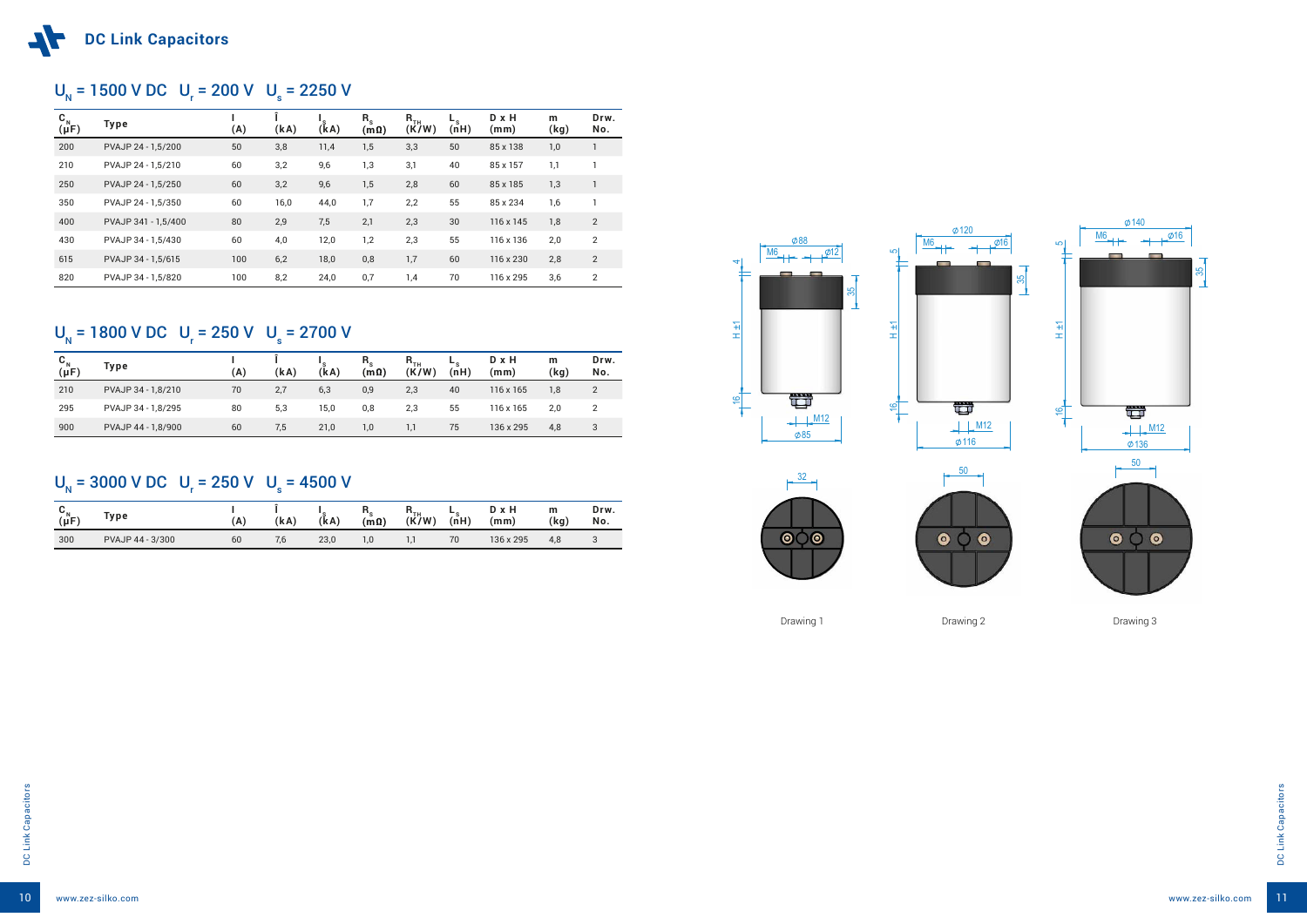# DC Link Capacitors

## $U_N$ = 1500 V DC $U_r$ = 200 V $U_s$ = 2250 V

| $C_N$ (µF) | Type | I (A) | Î (kA) | $I_s$ (kA) | $R_s$ (mΩ) | $R_{TH}$ (K/W) | $L_s$ (nH) | D x H (mm) | m (kg) | Drw. No. |
|---|---|---|---|---|---|---|---|---|---|---|
| 200 | PVAJP 24 - 1,5/200 | 50 | 3,8 | 11,4 | 1,5 | 3,3 | 50 | 85 x 138 | 1,0 | 1 |
| 210 | PVAJP 24 - 1,5/210 | 60 | 3,2 | 9,6 | 1,3 | 3,1 | 40 | 85 x 157 | 1,1 | 1 |
| 250 | PVAJP 24 - 1,5/250 | 60 | 3,2 | 9,6 | 1,5 | 2,8 | 60 | 85 x 185 | 1,3 | 1 |
| 350 | PVAJP 24 - 1,5/350 | 60 | 16,0 | 44,0 | 1,7 | 2,2 | 55 | 85 x 234 | 1,6 | 1 |
| 400 | PVAJP 341 - 1,5/400 | 80 | 2,9 | 7,5 | 2,1 | 2,3 | 30 | 116 x 145 | 1,8 | 2 |
| 430 | PVAJP 34 - 1,5/430 | 60 | 4,0 | 12,0 | 1,2 | 2,3 | 55 | 116 x 136 | 2,0 | 2 |
| 615 | PVAJP 34 - 1,5/615 | 100 | 6,2 | 18,0 | 0,8 | 1,7 | 60 | 116 x 230 | 2,8 | 2 |
| 820 | PVAJP 34 - 1,5/820 | 100 | 8,2 | 24,0 | 0,7 | 1,4 | 70 | 116 x 295 | 3,6 | 2 |

## $U_N$ = 1800 V DC $U_r$ = 250 V $U_s$ = 2700 V

| $C_N$ (µF) | Type | I (A) | Î (kA) | $I_s$ (kA) | $R_s$ (mΩ) | $R_{TH}$ (K/W) | $L_s$ (nH) | D x H (mm) | m (kg) | Drw. No. |
|---|---|---|---|---|---|---|---|---|---|---|
| 210 | PVAJP 34 - 1,8/210 | 70 | 2,7 | 6,3 | 0,9 | 2,3 | 40 | 116 x 165 | 1,8 | 2 |
| 295 | PVAJP 34 - 1,8/295 | 80 | 5,3 | 15,0 | 0,8 | 2,3 | 55 | 116 x 165 | 2,0 | 2 |
| 900 | PVAJP 44 - 1,8/900 | 60 | 7,5 | 21,0 | 1,0 | 1,1 | 75 | 136 x 295 | 4,8 | 3 |

## $U_N$ = 3000 V DC $U_r$ = 250 V $U_s$ = 4500 V

| $C_N$ (µF) | Type | I (A) | Î (kA) | $I_s$ (kA) | $R_s$ (mΩ) | $R_{TH}$ (K/W) | $L_s$ (nH) | D x H (mm) | m (kg) | Drw. No. |
|---|---|---|---|---|---|---|---|---|---|---|
| 300 | PVAJP 44 - 3/300 | 60 | 7,6 | 23,0 | 1,0 | 1,1 | 70 | 136 x 295 | 4,8 | 3 |

Drawing 1

Drawing 2

Drawing 3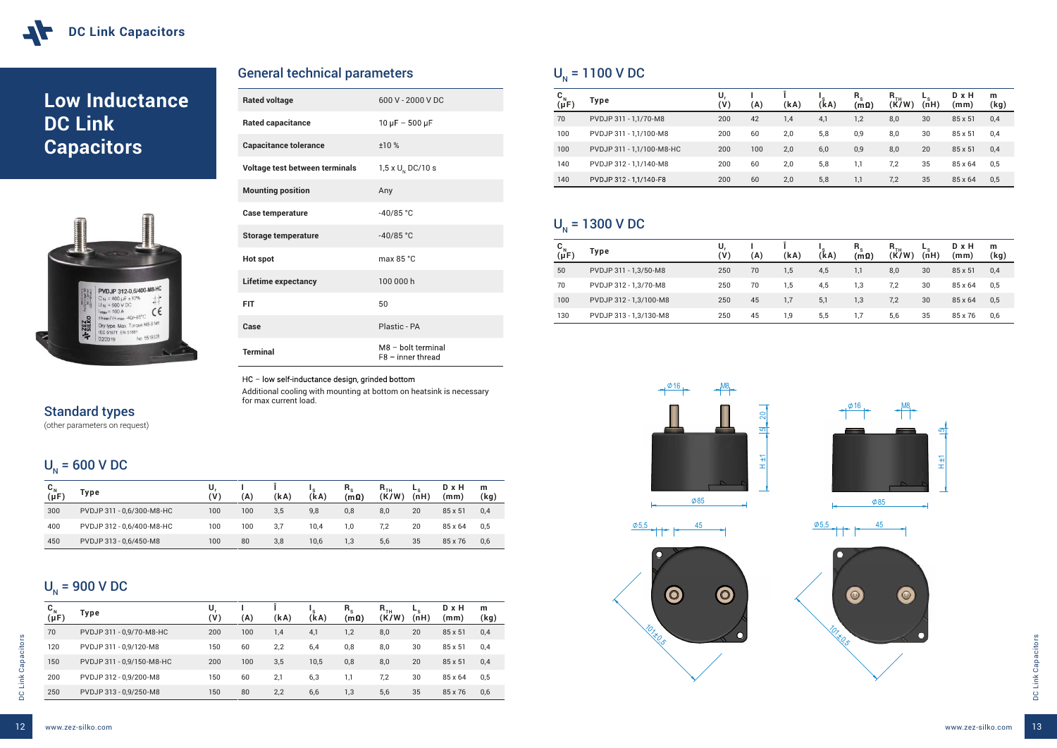# Low Inductance DC Link Capacitors

## General technical parameters

| | |
|---|---|
| Rated voltage | 600 V - 2000 V DC |
| Rated capacitance | 10 µF – 500 µF |
| Capacitance tolerance | ±10 % |
| Voltage test between terminals | 1,5 x $U_N$ DC/10 s |
| Mounting position | Any |
| Case temperature | -40/85 °C |
| Storage temperature | -40/85 °C |
| Hot spot | max 85 °C |
| Lifetime expectancy | 100 000 h |
| FIT | 50 |
| Case | Plastic - PA |
| Terminal | M8 – bolt terminal<br>F8 – inner thread |

HC – low self-inductance design, grinded bottom

Additional cooling with mounting at bottom on heatsink is necessary for max current load.

## Standard types

(other parameters on request)

### $U_N$ = 600 V DC

| $C_N$ (µF) | Type | $U_r$ (V) | I (A) | Î (kA) | $I_S$ (kA) | $R_S$ (mΩ) | $R_{TH}$ (K/W) | $L_S$ (nH) | D x H (mm) | m (kg) |
|---|---|---|---|---|---|---|---|---|---|---|
| 300 | PVDJP 311 - 0,6/300-M8-HC | 100 | 100 | 3,5 | 9,8 | 0,8 | 8,0 | 20 | 85 x 51 | 0,4 |
| 400 | PVDJP 312 - 0,6/400-M8-HC | 100 | 100 | 3,7 | 10,4 | 1,0 | 7,2 | 20 | 85 x 64 | 0,5 |
| 450 | PVDJP 313 - 0,6/450-M8 | 100 | 80 | 3,8 | 10,6 | 1,3 | 5,6 | 35 | 85 x 76 | 0,6 |

### $U_N$ = 900 V DC

| $C_N$ (µF) | Type | $U_r$ (V) | I (A) | Î (kA) | $I_S$ (kA) | $R_S$ (mΩ) | $R_{TH}$ (K/W) | $L_S$ (nH) | D x H (mm) | m (kg) |
|---|---|---|---|---|---|---|---|---|---|---|
| 70 | PVDJP 311 - 0,9/70-M8-HC | 200 | 100 | 1,4 | 4,1 | 1,2 | 8,0 | 20 | 85 x 51 | 0,4 |
| 120 | PVDJP 311 - 0,9/120-M8 | 150 | 60 | 2,2 | 6,4 | 0,8 | 8,0 | 30 | 85 x 51 | 0,4 |
| 150 | PVDJP 311 - 0,9/150-M8-HC | 200 | 100 | 3,5 | 10,5 | 0,8 | 8,0 | 20 | 85 x 51 | 0,4 |
| 200 | PVDJP 312 - 0,9/200-M8 | 150 | 60 | 2,1 | 6,3 | 1,1 | 7,2 | 30 | 85 x 64 | 0,5 |
| 250 | PVDJP 313 - 0,9/250-M8 | 150 | 80 | 2,2 | 6,6 | 1,3 | 5,6 | 35 | 85 x 76 | 0,6 |

### $U_N$ = 1100 V DC

| $C_N$ (µF) | Type | $U_r$ (V) | I (A) | Î (kA) | $I_S$ (kA) | $R_S$ (mΩ) | $R_{TH}$ (K/W) | $L_S$ (nH) | D x H (mm) | m (kg) |
|---|---|---|---|---|---|---|---|---|---|---|
| 70 | PVDJP 311 - 1,1/70-M8 | 200 | 42 | 1,4 | 4,1 | 1,2 | 8,0 | 30 | 85 x 51 | 0,4 |
| 100 | PVDJP 311 - 1,1/100-M8 | 200 | 60 | 2,0 | 5,8 | 0,9 | 8,0 | 30 | 85 x 51 | 0,4 |
| 100 | PVDJP 311 - 1,1/100-M8-HC | 200 | 100 | 2,0 | 6,0 | 0,9 | 8,0 | 20 | 85 x 51 | 0,4 |
| 140 | PVDJP 312 - 1,1/140-M8 | 200 | 60 | 2,0 | 5,8 | 1,1 | 7,2 | 35 | 85 x 64 | 0,5 |
| 140 | PVDJP 312 - 1,1/140-F8 | 200 | 60 | 2,0 | 5,8 | 1,1 | 7,2 | 35 | 85 x 64 | 0,5 |

### $U_N$ = 1300 V DC

| $C_N$ (µF) | Type | $U_r$ (V) | I (A) | Î (kA) | $I_S$ (kA) | $R_S$ (mΩ) | $R_{TH}$ (K/W) | $L_S$ (nH) | D x H (mm) | m (kg) |
|---|---|---|---|---|---|---|---|---|---|---|
| 50 | PVDJP 311 - 1,3/50-M8 | 250 | 70 | 1,5 | 4,5 | 1,1 | 8,0 | 30 | 85 x 51 | 0,4 |
| 70 | PVDJP 312 - 1,3/70-M8 | 250 | 70 | 1,5 | 4,5 | 1,3 | 7,2 | 30 | 85 x 64 | 0,5 |
| 100 | PVDJP 312 - 1,3/100-M8 | 250 | 45 | 1,7 | 5,1 | 1,3 | 7,2 | 30 | 85 x 64 | 0,5 |
| 130 | PVDJP 313 - 1,3/130-M8 | 250 | 45 | 1,9 | 5,5 | 1,7 | 5,6 | 35 | 85 x 76 | 0,6 |

Ø16 M8 20 15 H ±1 Ø85 Ø5,5 45 101±0,5

Ø16 M8 15 H ±1 Ø85 Ø5,5 45 101±0,5